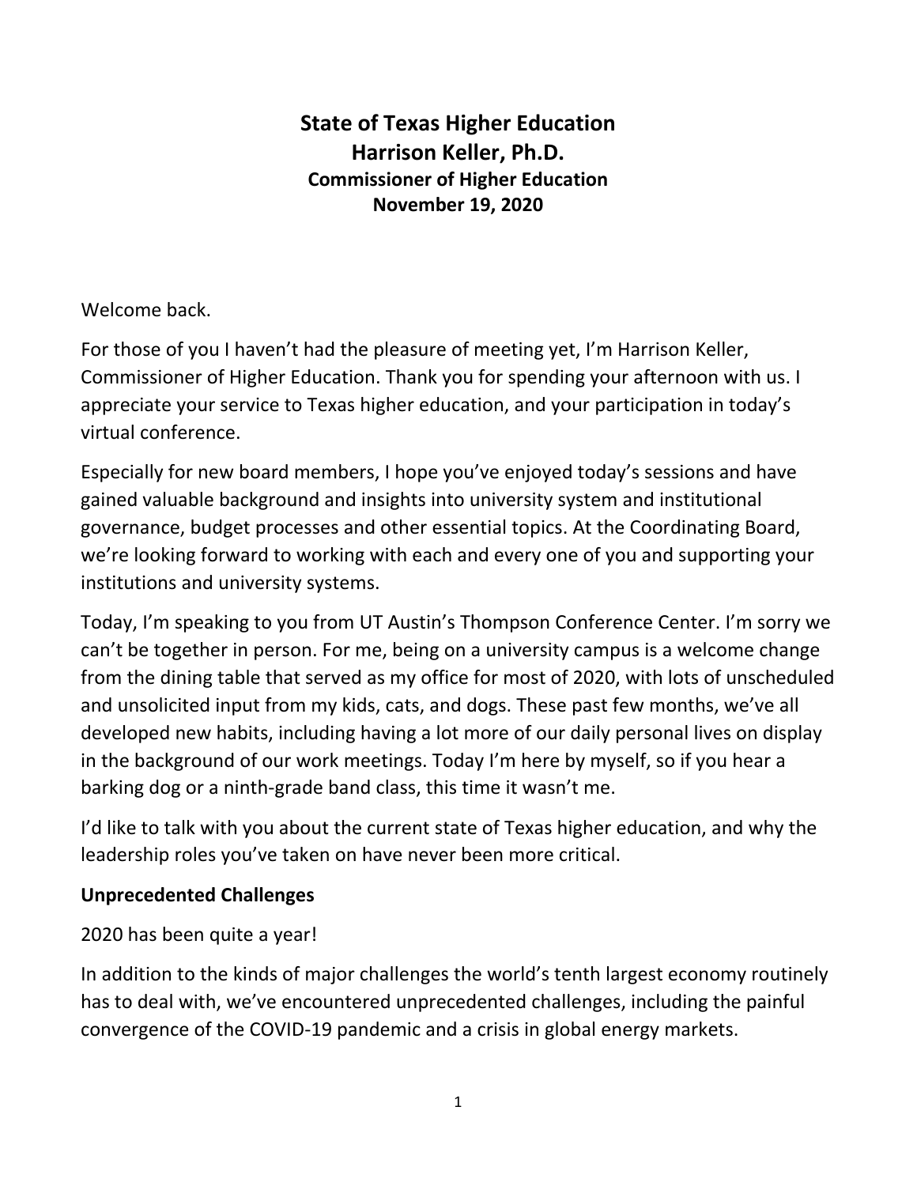# State of Texas Higher Education

**Harrison Keller, Ph.D.**

**Commissioner of Higher Education**

**November 19, 2020**

Welcome back.

For those of you I haven't had the pleasure of meeting yet, I'm Harrison Keller, Commissioner of Higher Education. Thank you for spending your afternoon with us. I appreciate your service to Texas higher education, and your participation in today's virtual conference.

Especially for new board members, I hope you've enjoyed today's sessions and have gained valuable background and insights into university system and institutional governance, budget processes and other essential topics. At the Coordinating Board, we're looking forward to working with each and every one of you and supporting your institutions and university systems.

Today, I'm speaking to you from UT Austin's Thompson Conference Center. I'm sorry we can't be together in person. For me, being on a university campus is a welcome change from the dining table that served as my office for most of 2020, with lots of unscheduled and unsolicited input from my kids, cats, and dogs. These past few months, we've all developed new habits, including having a lot more of our daily personal lives on display in the background of our work meetings. Today I'm here by myself, so if you hear a barking dog or a ninth-grade band class, this time it wasn't me.

I'd like to talk with you about the current state of Texas higher education, and why the leadership roles you've taken on have never been more critical.

## Unprecedented Challenges

2020 has been quite a year!

In addition to the kinds of major challenges the world's tenth largest economy routinely has to deal with, we've encountered unprecedented challenges, including the painful convergence of the COVID-19 pandemic and a crisis in global energy markets.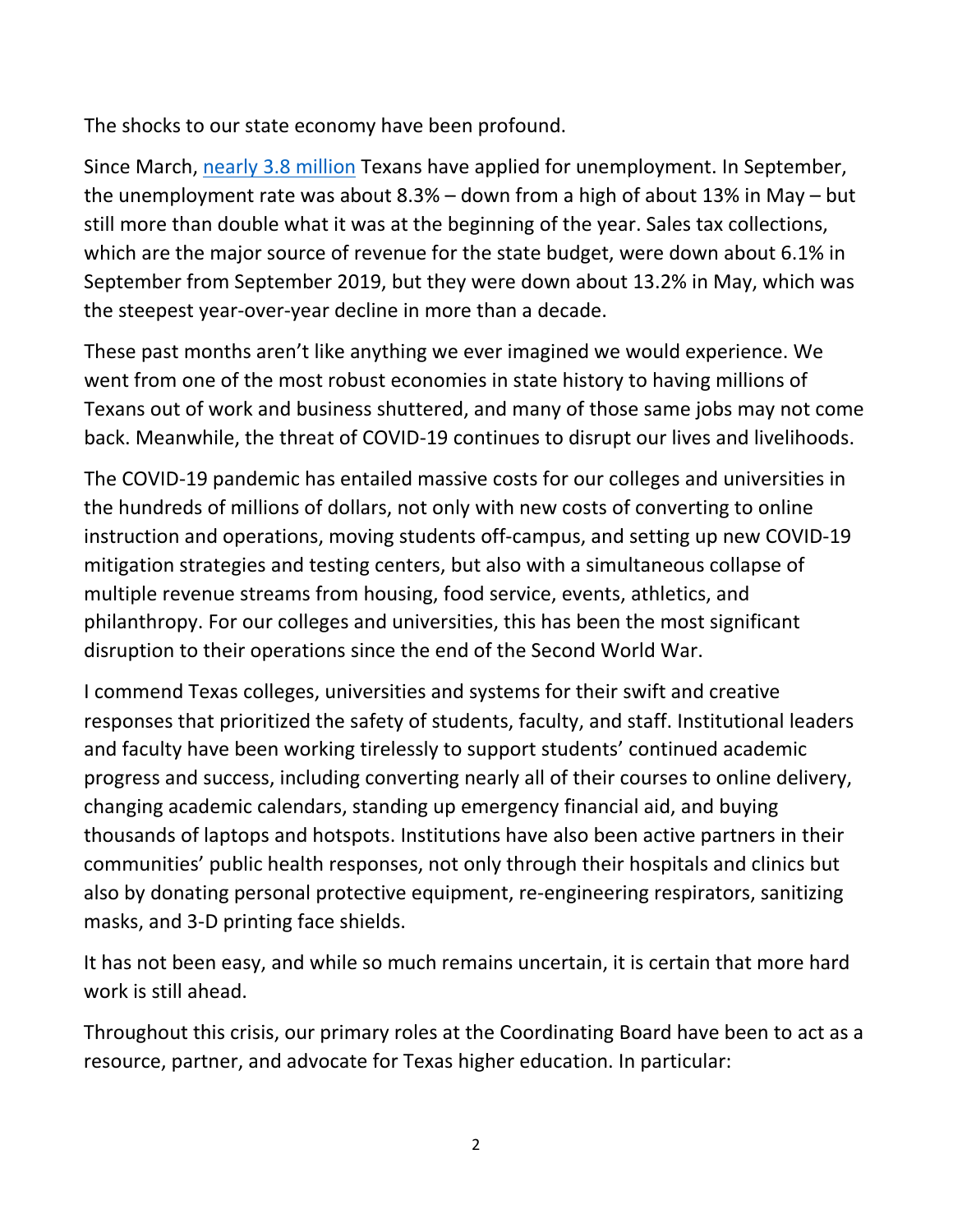The shocks to our state economy have been profound.

Since March, nearly 3.8 million Texans have applied for unemployment. In September, the unemployment rate was about 8.3% – down from a high of about 13% in May – but still more than double what it was at the beginning of the year. Sales tax collections, which are the major source of revenue for the state budget, were down about 6.1% in September from September 2019, but they were down about 13.2% in May, which was the steepest year-over-year decline in more than a decade.

These past months aren't like anything we ever imagined we would experience. We went from one of the most robust economies in state history to having millions of Texans out of work and business shuttered, and many of those same jobs may not come back. Meanwhile, the threat of COVID-19 continues to disrupt our lives and livelihoods.

The COVID-19 pandemic has entailed massive costs for our colleges and universities in the hundreds of millions of dollars, not only with new costs of converting to online instruction and operations, moving students off-campus, and setting up new COVID-19 mitigation strategies and testing centers, but also with a simultaneous collapse of multiple revenue streams from housing, food service, events, athletics, and philanthropy. For our colleges and universities, this has been the most significant disruption to their operations since the end of the Second World War.

I commend Texas colleges, universities and systems for their swift and creative responses that prioritized the safety of students, faculty, and staff. Institutional leaders and faculty have been working tirelessly to support students' continued academic progress and success, including converting nearly all of their courses to online delivery, changing academic calendars, standing up emergency financial aid, and buying thousands of laptops and hotspots. Institutions have also been active partners in their communities' public health responses, not only through their hospitals and clinics but also by donating personal protective equipment, re-engineering respirators, sanitizing masks, and 3-D printing face shields.

It has not been easy, and while so much remains uncertain, it is certain that more hard work is still ahead.

Throughout this crisis, our primary roles at the Coordinating Board have been to act as a resource, partner, and advocate for Texas higher education. In particular: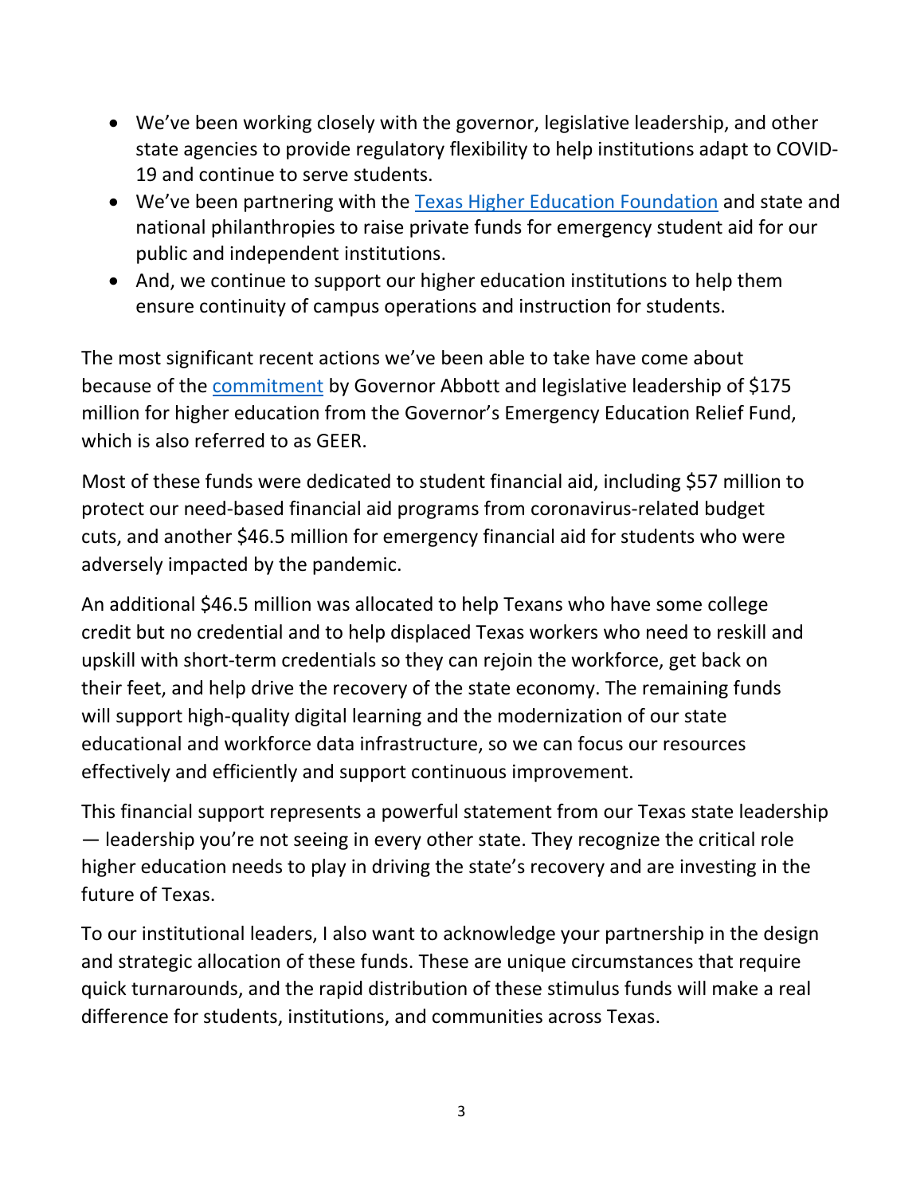- We've been working closely with the governor, legislative leadership, and other state agencies to provide regulatory flexibility to help institutions adapt to COVID-19 and continue to serve students.
- We've been partnering with the Texas Higher Education Foundation and state and national philanthropies to raise private funds for emergency student aid for our public and independent institutions.
- And, we continue to support our higher education institutions to help them ensure continuity of campus operations and instruction for students.

The most significant recent actions we've been able to take have come about because of the commitment by Governor Abbott and legislative leadership of $175 million for higher education from the Governor's Emergency Education Relief Fund, which is also referred to as GEER.

Most of these funds were dedicated to student financial aid, including $57 million to protect our need-based financial aid programs from coronavirus-related budget cuts, and another $46.5 million for emergency financial aid for students who were adversely impacted by the pandemic.

An additional $46.5 million was allocated to help Texans who have some college credit but no credential and to help displaced Texas workers who need to reskill and upskill with short-term credentials so they can rejoin the workforce, get back on their feet, and help drive the recovery of the state economy. The remaining funds will support high-quality digital learning and the modernization of our state educational and workforce data infrastructure, so we can focus our resources effectively and efficiently and support continuous improvement.

This financial support represents a powerful statement from our Texas state leadership — leadership you're not seeing in every other state. They recognize the critical role higher education needs to play in driving the state's recovery and are investing in the future of Texas.

To our institutional leaders, I also want to acknowledge your partnership in the design and strategic allocation of these funds. These are unique circumstances that require quick turnarounds, and the rapid distribution of these stimulus funds will make a real difference for students, institutions, and communities across Texas.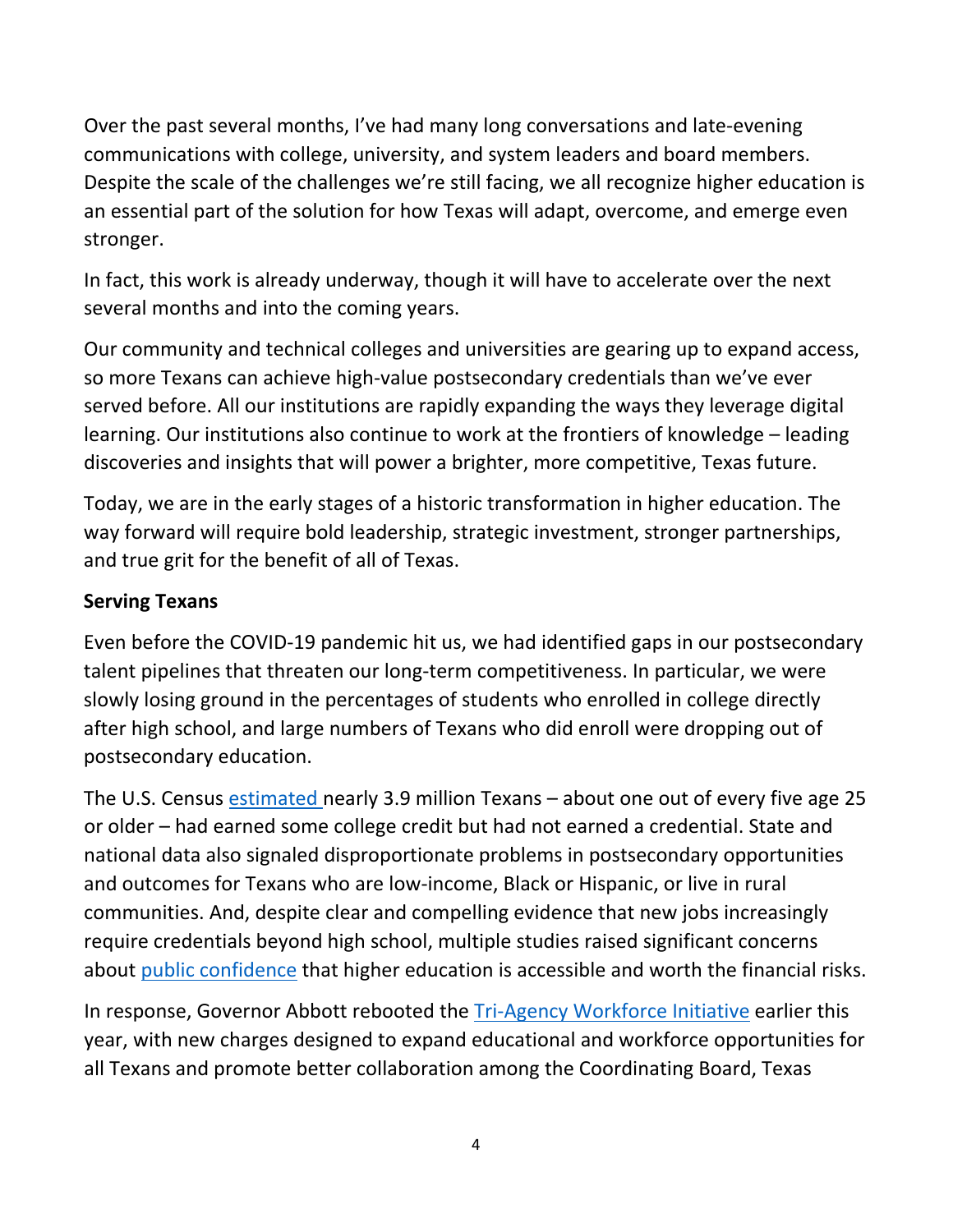Over the past several months, I've had many long conversations and late-evening communications with college, university, and system leaders and board members. Despite the scale of the challenges we're still facing, we all recognize higher education is an essential part of the solution for how Texas will adapt, overcome, and emerge even stronger.

In fact, this work is already underway, though it will have to accelerate over the next several months and into the coming years.

Our community and technical colleges and universities are gearing up to expand access, so more Texans can achieve high-value postsecondary credentials than we've ever served before. All our institutions are rapidly expanding the ways they leverage digital learning. Our institutions also continue to work at the frontiers of knowledge – leading discoveries and insights that will power a brighter, more competitive, Texas future.

Today, we are in the early stages of a historic transformation in higher education. The way forward will require bold leadership, strategic investment, stronger partnerships, and true grit for the benefit of all of Texas.

**Serving Texans**

Even before the COVID-19 pandemic hit us, we had identified gaps in our postsecondary talent pipelines that threaten our long-term competitiveness. In particular, we were slowly losing ground in the percentages of students who enrolled in college directly after high school, and large numbers of Texans who did enroll were dropping out of postsecondary education.

The U.S. Census estimated nearly 3.9 million Texans – about one out of every five age 25 or older – had earned some college credit but had not earned a credential. State and national data also signaled disproportionate problems in postsecondary opportunities and outcomes for Texans who are low-income, Black or Hispanic, or live in rural communities. And, despite clear and compelling evidence that new jobs increasingly require credentials beyond high school, multiple studies raised significant concerns about public confidence that higher education is accessible and worth the financial risks.

In response, Governor Abbott rebooted the Tri-Agency Workforce Initiative earlier this year, with new charges designed to expand educational and workforce opportunities for all Texans and promote better collaboration among the Coordinating Board, Texas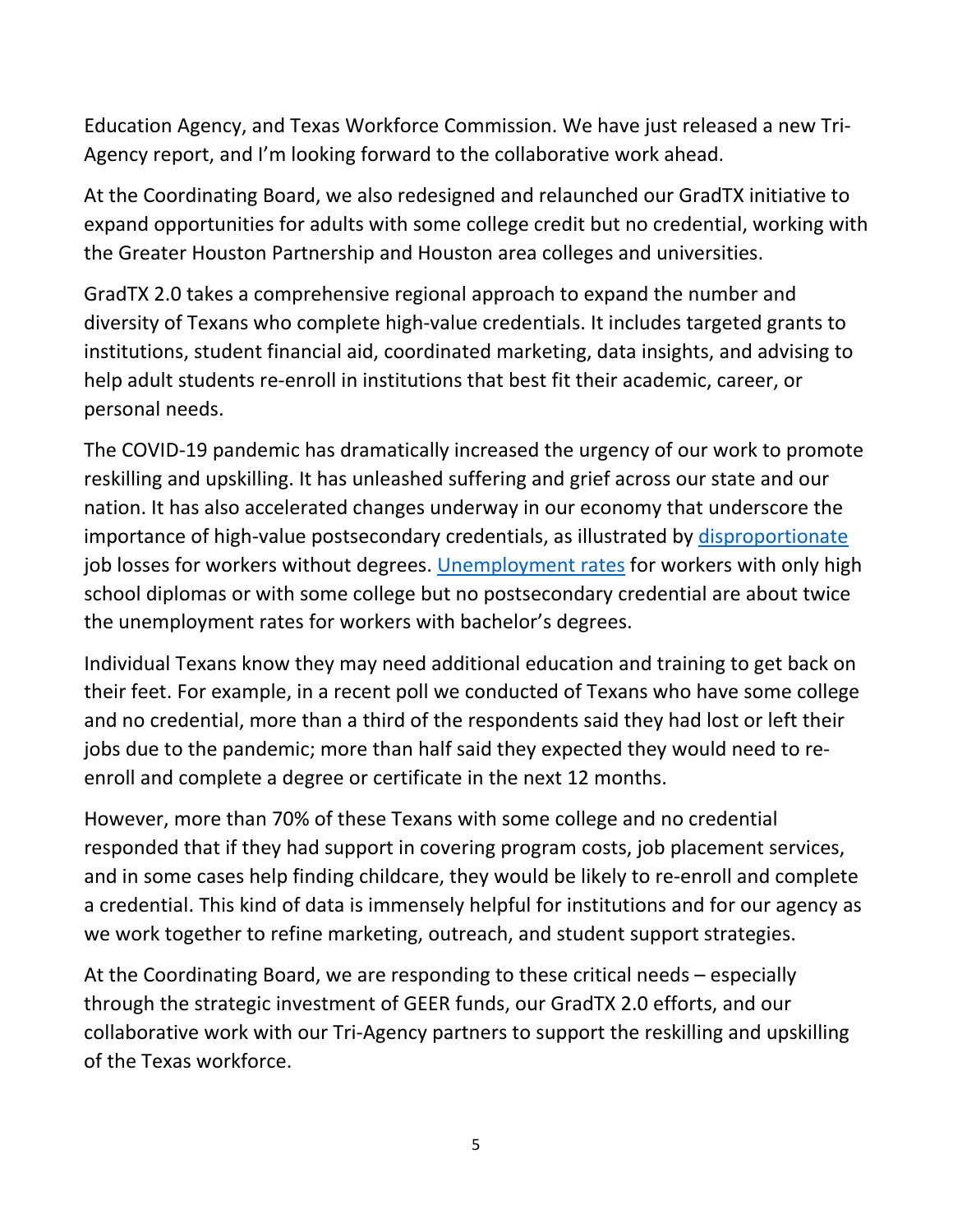Education Agency, and Texas Workforce Commission. We have just released a new Tri-Agency report, and I'm looking forward to the collaborative work ahead.

At the Coordinating Board, we also redesigned and relaunched our GradTX initiative to expand opportunities for adults with some college credit but no credential, working with the Greater Houston Partnership and Houston area colleges and universities.

GradTX 2.0 takes a comprehensive regional approach to expand the number and diversity of Texans who complete high-value credentials. It includes targeted grants to institutions, student financial aid, coordinated marketing, data insights, and advising to help adult students re-enroll in institutions that best fit their academic, career, or personal needs.

The COVID-19 pandemic has dramatically increased the urgency of our work to promote reskilling and upskilling. It has unleashed suffering and grief across our state and our nation. It has also accelerated changes underway in our economy that underscore the importance of high-value postsecondary credentials, as illustrated by disproportionate job losses for workers without degrees. Unemployment rates for workers with only high school diplomas or with some college but no postsecondary credential are about twice the unemployment rates for workers with bachelor's degrees.

Individual Texans know they may need additional education and training to get back on their feet. For example, in a recent poll we conducted of Texans who have some college and no credential, more than a third of the respondents said they had lost or left their jobs due to the pandemic; more than half said they expected they would need to re-enroll and complete a degree or certificate in the next 12 months.

However, more than 70% of these Texans with some college and no credential responded that if they had support in covering program costs, job placement services, and in some cases help finding childcare, they would be likely to re-enroll and complete a credential. This kind of data is immensely helpful for institutions and for our agency as we work together to refine marketing, outreach, and student support strategies.

At the Coordinating Board, we are responding to these critical needs – especially through the strategic investment of GEER funds, our GradTX 2.0 efforts, and our collaborative work with our Tri-Agency partners to support the reskilling and upskilling of the Texas workforce.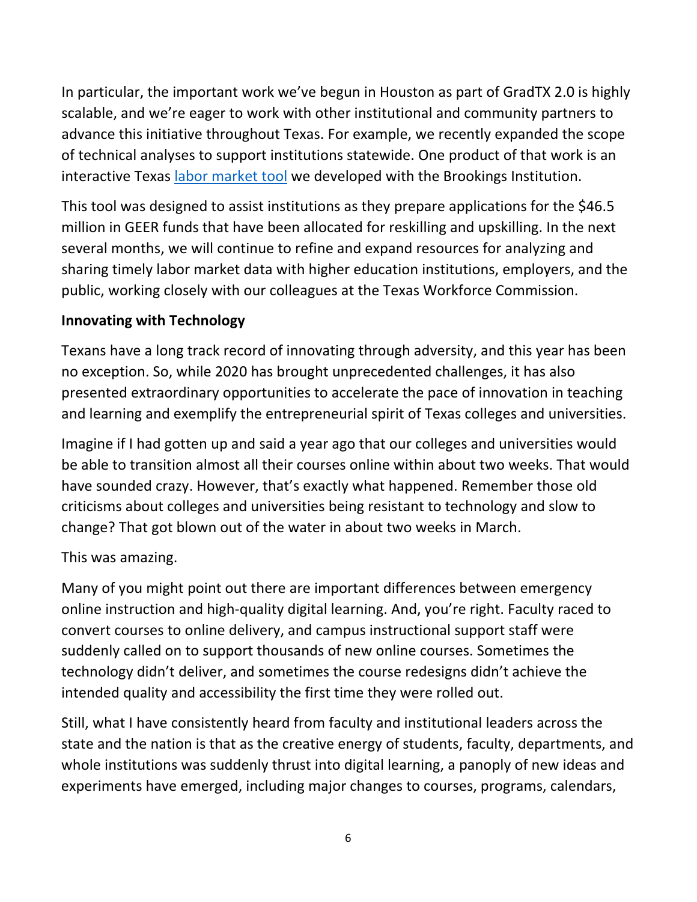In particular, the important work we've begun in Houston as part of GradTX 2.0 is highly scalable, and we're eager to work with other institutional and community partners to advance this initiative throughout Texas. For example, we recently expanded the scope of technical analyses to support institutions statewide. One product of that work is an interactive Texas labor market tool we developed with the Brookings Institution.

This tool was designed to assist institutions as they prepare applications for the $46.5 million in GEER funds that have been allocated for reskilling and upskilling. In the next several months, we will continue to refine and expand resources for analyzing and sharing timely labor market data with higher education institutions, employers, and the public, working closely with our colleagues at the Texas Workforce Commission.

**Innovating with Technology**

Texans have a long track record of innovating through adversity, and this year has been no exception. So, while 2020 has brought unprecedented challenges, it has also presented extraordinary opportunities to accelerate the pace of innovation in teaching and learning and exemplify the entrepreneurial spirit of Texas colleges and universities.

Imagine if I had gotten up and said a year ago that our colleges and universities would be able to transition almost all their courses online within about two weeks. That would have sounded crazy. However, that's exactly what happened. Remember those old criticisms about colleges and universities being resistant to technology and slow to change? That got blown out of the water in about two weeks in March.

This was amazing.

Many of you might point out there are important differences between emergency online instruction and high-quality digital learning. And, you're right. Faculty raced to convert courses to online delivery, and campus instructional support staff were suddenly called on to support thousands of new online courses. Sometimes the technology didn't deliver, and sometimes the course redesigns didn't achieve the intended quality and accessibility the first time they were rolled out.

Still, what I have consistently heard from faculty and institutional leaders across the state and the nation is that as the creative energy of students, faculty, departments, and whole institutions was suddenly thrust into digital learning, a panoply of new ideas and experiments have emerged, including major changes to courses, programs, calendars,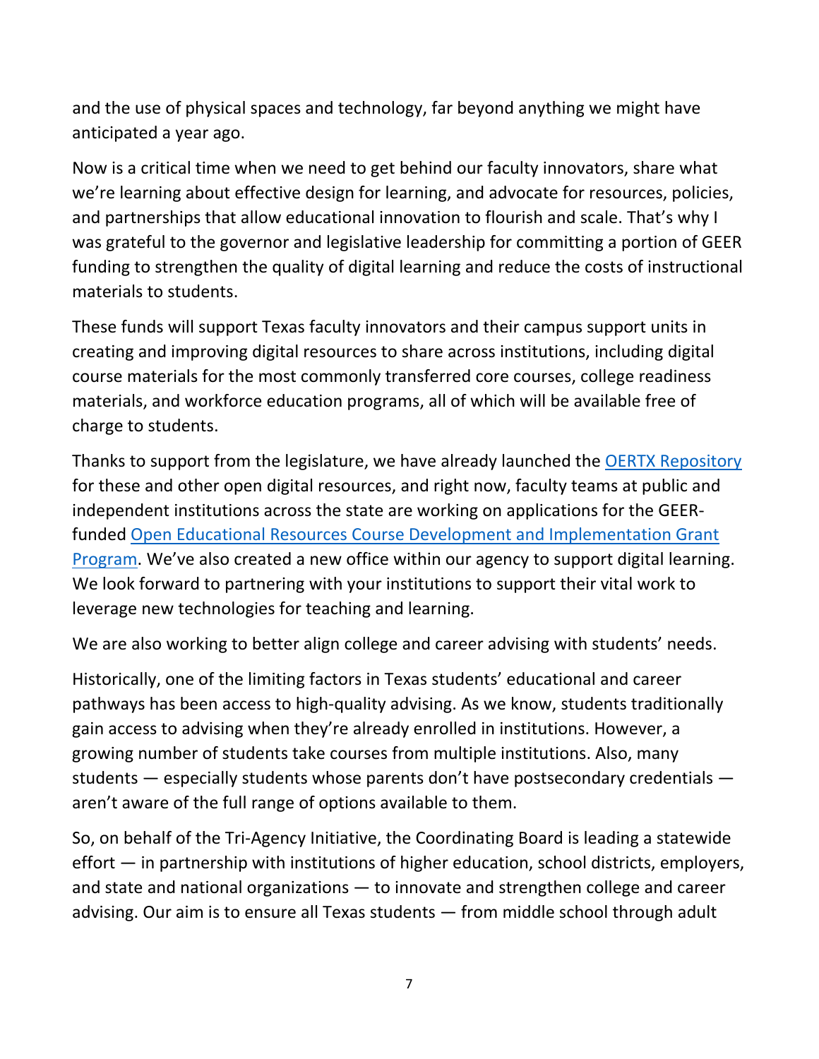and the use of physical spaces and technology, far beyond anything we might have anticipated a year ago.

Now is a critical time when we need to get behind our faculty innovators, share what we're learning about effective design for learning, and advocate for resources, policies, and partnerships that allow educational innovation to flourish and scale. That's why I was grateful to the governor and legislative leadership for committing a portion of GEER funding to strengthen the quality of digital learning and reduce the costs of instructional materials to students.

These funds will support Texas faculty innovators and their campus support units in creating and improving digital resources to share across institutions, including digital course materials for the most commonly transferred core courses, college readiness materials, and workforce education programs, all of which will be available free of charge to students.

Thanks to support from the legislature, we have already launched the OERTX Repository for these and other open digital resources, and right now, faculty teams at public and independent institutions across the state are working on applications for the GEER-funded Open Educational Resources Course Development and Implementation Grant Program. We've also created a new office within our agency to support digital learning. We look forward to partnering with your institutions to support their vital work to leverage new technologies for teaching and learning.

We are also working to better align college and career advising with students' needs.

Historically, one of the limiting factors in Texas students' educational and career pathways has been access to high-quality advising. As we know, students traditionally gain access to advising when they're already enrolled in institutions. However, a growing number of students take courses from multiple institutions. Also, many students — especially students whose parents don't have postsecondary credentials — aren't aware of the full range of options available to them.

So, on behalf of the Tri-Agency Initiative, the Coordinating Board is leading a statewide effort — in partnership with institutions of higher education, school districts, employers, and state and national organizations — to innovate and strengthen college and career advising. Our aim is to ensure all Texas students — from middle school through adult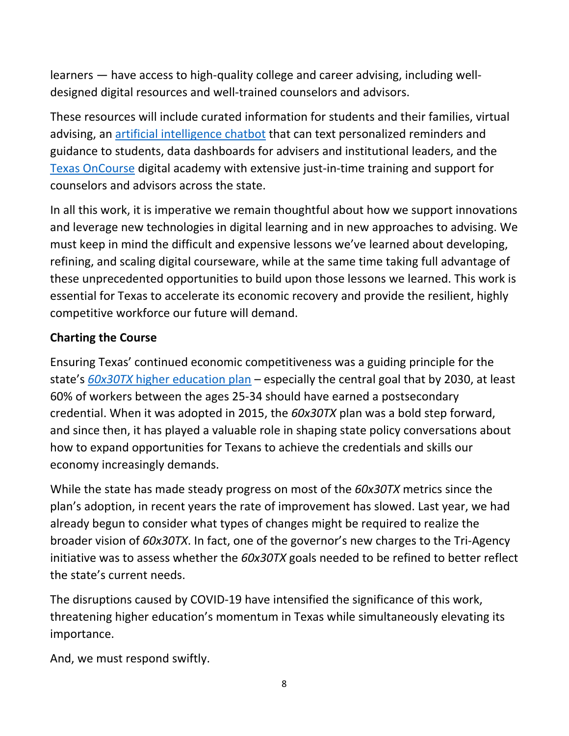learners — have access to high-quality college and career advising, including well-designed digital resources and well-trained counselors and advisors.

These resources will include curated information for students and their families, virtual advising, an [artificial intelligence chatbot]() that can text personalized reminders and guidance to students, data dashboards for advisers and institutional leaders, and the [Texas OnCourse]() digital academy with extensive just-in-time training and support for counselors and advisors across the state.

In all this work, it is imperative we remain thoughtful about how we support innovations and leverage new technologies in digital learning and in new approaches to advising. We must keep in mind the difficult and expensive lessons we've learned about developing, refining, and scaling digital courseware, while at the same time taking full advantage of these unprecedented opportunities to build upon those lessons we learned. This work is essential for Texas to accelerate its economic recovery and provide the resilient, highly competitive workforce our future will demand.

**Charting the Course**

Ensuring Texas' continued economic competitiveness was a guiding principle for the state's [*60x30TX* higher education plan]() – especially the central goal that by 2030, at least 60% of workers between the ages 25-34 should have earned a postsecondary credential. When it was adopted in 2015, the *60x30TX* plan was a bold step forward, and since then, it has played a valuable role in shaping state policy conversations about how to expand opportunities for Texans to achieve the credentials and skills our economy increasingly demands.

While the state has made steady progress on most of the *60x30TX* metrics since the plan's adoption, in recent years the rate of improvement has slowed. Last year, we had already begun to consider what types of changes might be required to realize the broader vision of *60x30TX*. In fact, one of the governor's new charges to the Tri-Agency initiative was to assess whether the *60x30TX* goals needed to be refined to better reflect the state's current needs.

The disruptions caused by COVID-19 have intensified the significance of this work, threatening higher education's momentum in Texas while simultaneously elevating its importance.

And, we must respond swiftly.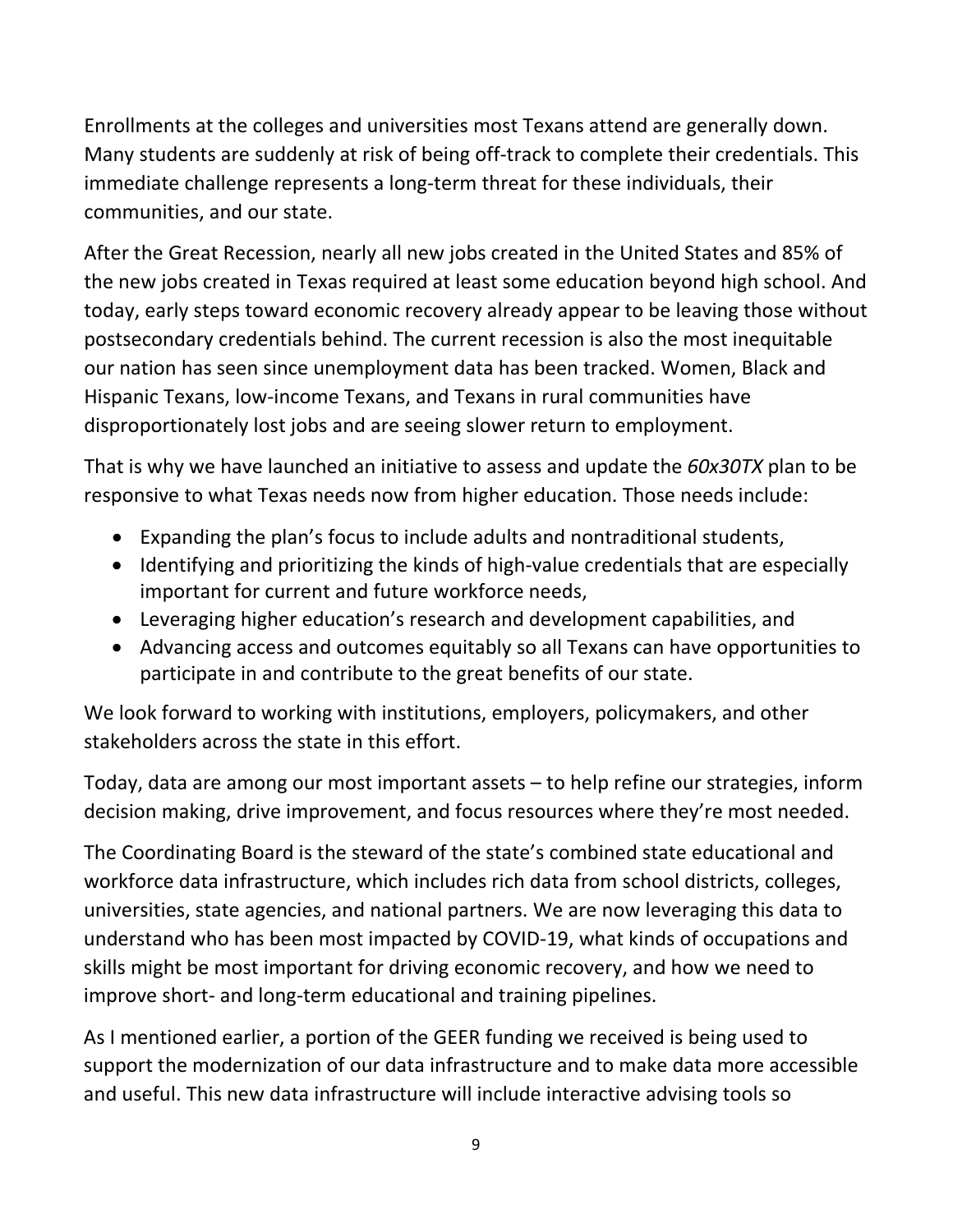Enrollments at the colleges and universities most Texans attend are generally down. Many students are suddenly at risk of being off-track to complete their credentials. This immediate challenge represents a long-term threat for these individuals, their communities, and our state.

After the Great Recession, nearly all new jobs created in the United States and 85% of the new jobs created in Texas required at least some education beyond high school. And today, early steps toward economic recovery already appear to be leaving those without postsecondary credentials behind. The current recession is also the most inequitable our nation has seen since unemployment data has been tracked. Women, Black and Hispanic Texans, low-income Texans, and Texans in rural communities have disproportionately lost jobs and are seeing slower return to employment.

That is why we have launched an initiative to assess and update the *60x30TX* plan to be responsive to what Texas needs now from higher education. Those needs include:

- Expanding the plan's focus to include adults and nontraditional students,
- Identifying and prioritizing the kinds of high-value credentials that are especially important for current and future workforce needs,
- Leveraging higher education's research and development capabilities, and
- Advancing access and outcomes equitably so all Texans can have opportunities to participate in and contribute to the great benefits of our state.

We look forward to working with institutions, employers, policymakers, and other stakeholders across the state in this effort.

Today, data are among our most important assets – to help refine our strategies, inform decision making, drive improvement, and focus resources where they're most needed.

The Coordinating Board is the steward of the state's combined state educational and workforce data infrastructure, which includes rich data from school districts, colleges, universities, state agencies, and national partners. We are now leveraging this data to understand who has been most impacted by COVID-19, what kinds of occupations and skills might be most important for driving economic recovery, and how we need to improve short- and long-term educational and training pipelines.

As I mentioned earlier, a portion of the GEER funding we received is being used to support the modernization of our data infrastructure and to make data more accessible and useful. This new data infrastructure will include interactive advising tools so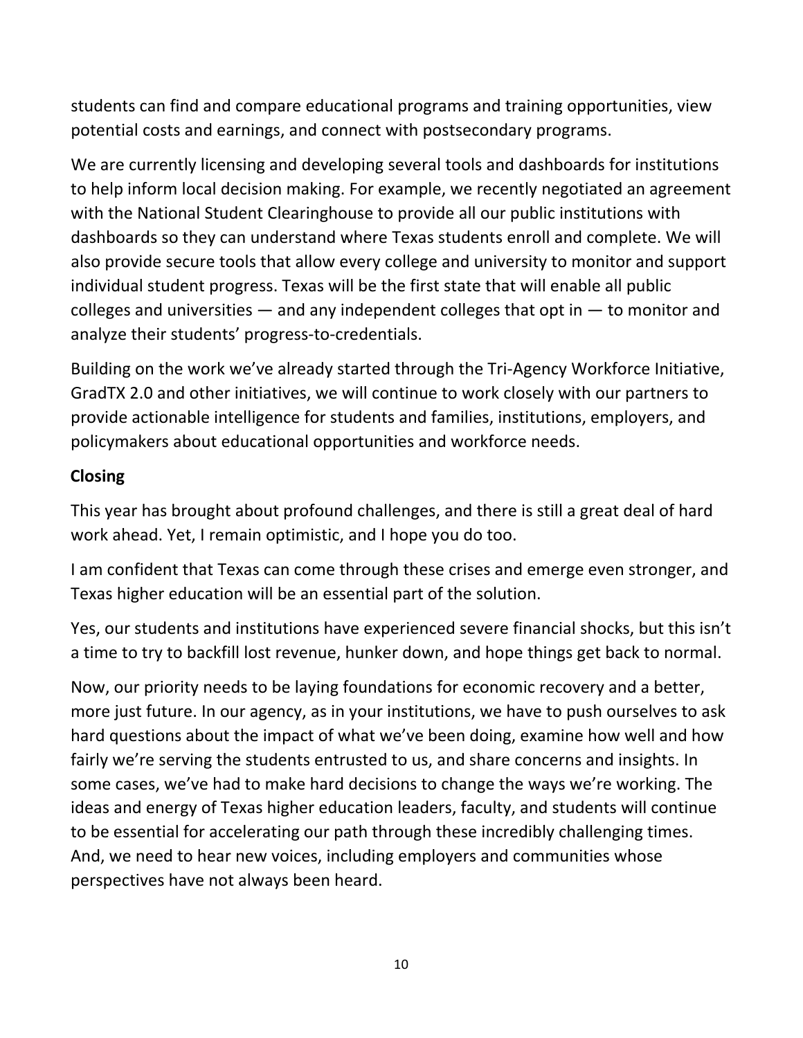students can find and compare educational programs and training opportunities, view potential costs and earnings, and connect with postsecondary programs.

We are currently licensing and developing several tools and dashboards for institutions to help inform local decision making. For example, we recently negotiated an agreement with the National Student Clearinghouse to provide all our public institutions with dashboards so they can understand where Texas students enroll and complete. We will also provide secure tools that allow every college and university to monitor and support individual student progress. Texas will be the first state that will enable all public colleges and universities — and any independent colleges that opt in — to monitor and analyze their students' progress-to-credentials.

Building on the work we've already started through the Tri-Agency Workforce Initiative, GradTX 2.0 and other initiatives, we will continue to work closely with our partners to provide actionable intelligence for students and families, institutions, employers, and policymakers about educational opportunities and workforce needs.

## Closing

This year has brought about profound challenges, and there is still a great deal of hard work ahead. Yet, I remain optimistic, and I hope you do too.

I am confident that Texas can come through these crises and emerge even stronger, and Texas higher education will be an essential part of the solution.

Yes, our students and institutions have experienced severe financial shocks, but this isn't a time to try to backfill lost revenue, hunker down, and hope things get back to normal.

Now, our priority needs to be laying foundations for economic recovery and a better, more just future. In our agency, as in your institutions, we have to push ourselves to ask hard questions about the impact of what we've been doing, examine how well and how fairly we're serving the students entrusted to us, and share concerns and insights. In some cases, we've had to make hard decisions to change the ways we're working. The ideas and energy of Texas higher education leaders, faculty, and students will continue to be essential for accelerating our path through these incredibly challenging times. And, we need to hear new voices, including employers and communities whose perspectives have not always been heard.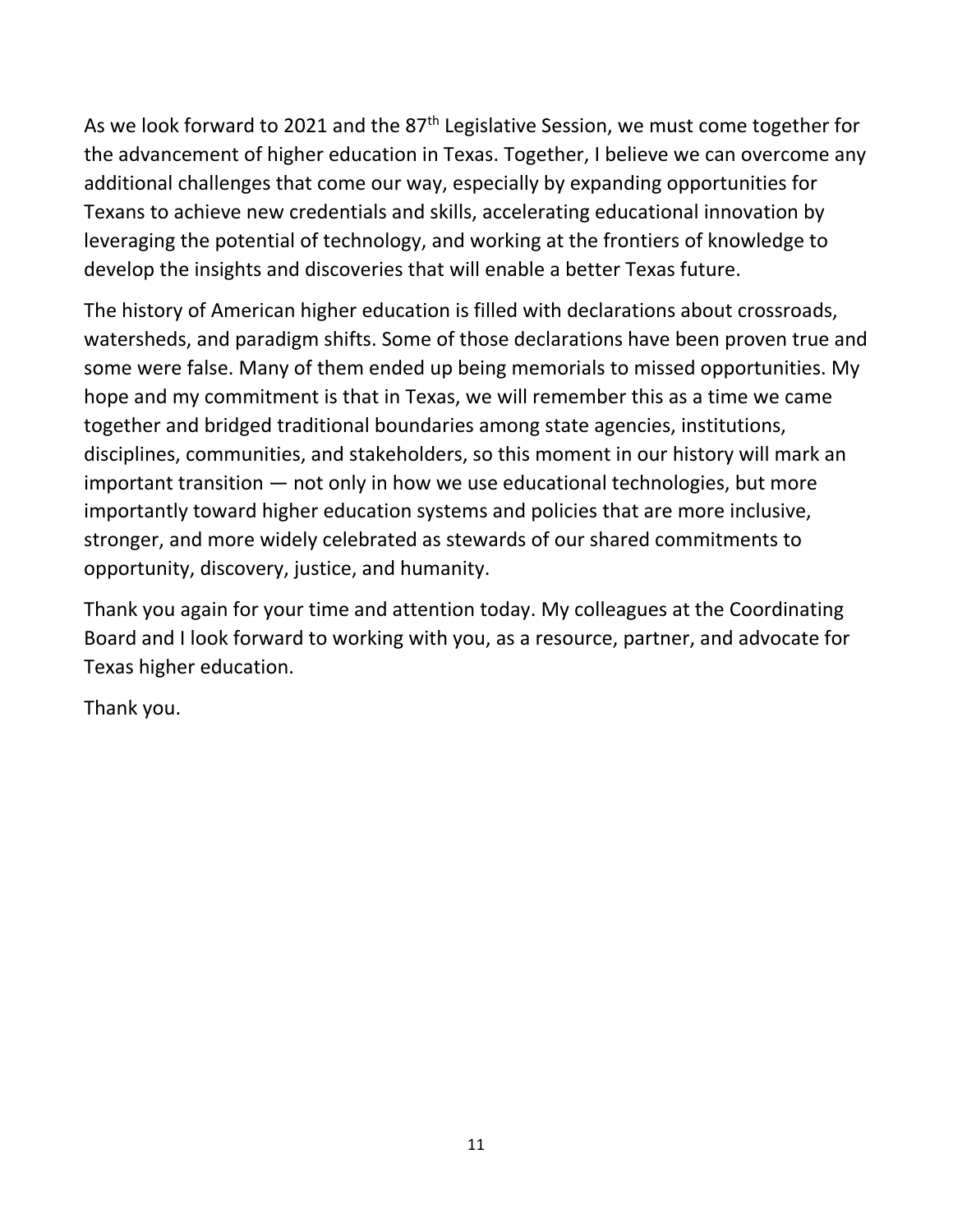As we look forward to 2021 and the 87th Legislative Session, we must come together for the advancement of higher education in Texas. Together, I believe we can overcome any additional challenges that come our way, especially by expanding opportunities for Texans to achieve new credentials and skills, accelerating educational innovation by leveraging the potential of technology, and working at the frontiers of knowledge to develop the insights and discoveries that will enable a better Texas future.

The history of American higher education is filled with declarations about crossroads, watersheds, and paradigm shifts. Some of those declarations have been proven true and some were false. Many of them ended up being memorials to missed opportunities. My hope and my commitment is that in Texas, we will remember this as a time we came together and bridged traditional boundaries among state agencies, institutions, disciplines, communities, and stakeholders, so this moment in our history will mark an important transition — not only in how we use educational technologies, but more importantly toward higher education systems and policies that are more inclusive, stronger, and more widely celebrated as stewards of our shared commitments to opportunity, discovery, justice, and humanity.

Thank you again for your time and attention today. My colleagues at the Coordinating Board and I look forward to working with you, as a resource, partner, and advocate for Texas higher education.

Thank you.